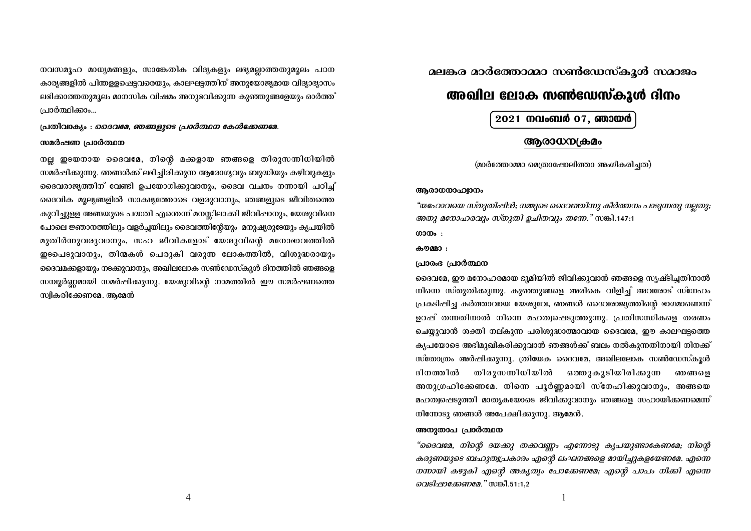# മലങ്കര മാർത്തോമ്മാ സൺഡേസ്കൂൾ സമാജം

# അഖില ലോക സൺഡേസ്കൂൾ ദിനം

**2021 നവംബർ 07, ഞായർ**

## ആരാധനക്രമം

(മാർത്തോമ്മാ മെത്രാപ്പോലീത്താ അംഗീകരിച്ചത്)

**ആരാധനാഹ്വാനം**

*“യഹോവയെ സ്തുതിപ്പിൻ; നമ്മുടെ ദൈവത്തിന്നു കീർത്തനം പാടുന്നതു നല്ലതു; അതു മനോഹരവും സ്തുതി ഉചിതവും തന്നേ.”* സങ്കീ.147:1

**ഗാനം :**

**കൗമ്മാ :**

**പ്രാരംഭ പ്രാർത്ഥന**

ദൈവമേ, ഈ മനോഹരമായ ഭൂമിയിൽ ജീവിക്കുവാൻ ഞങ്ങളെ സൃഷ്ടിച്ചതിനാൽ നിന്നെ സ്തുതിക്കുന്നു. കുഞ്ഞുങ്ങളെ അരികെ വിളിച്ച് അവരോട് സ്നേഹം പ്രകടിപ്പിച്ച കർത്താവായ യേശുവേ, ഞങ്ങൾ ദൈവരാജ്യത്തിന്റെ ഭാഗമാണെന്ന് ഉറപ്പ് തന്നതിനാൽ നിന്നെ മഹത്വപ്പെടുത്തുന്നു. പ്രതിസന്ധികളെ തരണം ചെയ്യുവാൻ ശക്തി നല്കുന്ന പരിശുദ്ധാത്മാവായ ദൈവമേ, ഈ കാലഘട്ടത്തെ കൃപയോടെ അഭിമുഖീകരിക്കുവാൻ ഞങ്ങൾക്ക് ബലം നൽകുന്നതിനായി നിനക്ക് സ്തോത്രം അർപ്പിക്കുന്നു. ത്രിയേക ദൈവമേ, അഖിലലോക സൺഡേസ്കൂൾ ദിനത്തിൽ തിരുസന്നിധിയിൽ ഒത്തുകൂടിയിരിക്കുന്ന ഞങ്ങളെ അനുഗ്രഹിക്കേണമേ. നിന്നെ പൂർണ്ണമായി സ്നേഹിക്കുവാനും, അങ്ങയെ മഹത്വപ്പെടുത്തി മാതൃകയോടെ ജീവിക്കുവാനും ഞങ്ങളെ സഹായിക്കണമെന്ന് നിന്നോടു ഞങ്ങൾ അപേക്ഷിക്കുന്നു. ആമേൻ.

**അനുതാപ പ്രാർത്ഥന**

*“ദൈവമേ, നിന്റെ ദയക്കു തക്കവണ്ണം എന്നോടു കൃപയുണ്ടാകേണമേ; നിന്റെ കരുണയുടെ ബഹുത്വപ്രകാരം എന്റെ ലംഘനങ്ങളെ മായിച്ചുകളയേണമേ. എന്നെ നന്നായി കഴുകി എന്റെ അകൃത്യം പോക്കേണമേ; എന്റെ പാപം നീക്കി എന്നെ വെടിപ്പാക്കേണമേ.”* സങ്കീ.51:1,2

നവസമൂഹ മാധ്യമങ്ങളും, സാങ്കേതിക വിദ്യകളും ലഭ്യമല്ലാത്തതുമൂലം പഠന കാര്യങ്ങളിൽ പിന്തള്ളപ്പെട്ടവരെയും, കാലഘട്ടത്തിന് അനുയോജ്യമായ വിദ്യാഭ്യാസം ലഭിക്കാത്തതുമൂലം മാനസിക വിഷമം അനുഭവിക്കുന്ന കുഞ്ഞുങ്ങളേയും ഓർത്ത് പ്രാർത്ഥിക്കാം...

**പ്രതിവാക്യം :** ***ദൈവമേ, ഞങ്ങളുടെ പ്രാർത്ഥന കേൾക്കേണമേ.***

**സമർപ്പണ പ്രാർത്ഥന**

നല്ല ഇടയനായ ദൈവമേ, നിന്റെ മക്കളായ ഞങ്ങളെ തിരുസന്നിധിയിൽ സമർപ്പിക്കുന്നു. ഞങ്ങൾക്ക് ലഭിച്ചിരിക്കുന്ന ആരോഗ്യവും ബുദ്ധിയും കഴിവുകളും ദൈവരാജ്യത്തിന് വേണ്ടി ഉപയോഗിക്കുവാനും, ദൈവ വചനം നന്നായി പഠിച്ച് ദൈവിക മൂല്യങ്ങളിൽ സാക്ഷ്യത്തോടെ വളരുവാനും, ഞങ്ങളുടെ ജീവിതത്തെ കുറിച്ചുള്ള അങ്ങയുടെ പദ്ധതി എന്തെന്ന് മനസ്സിലാക്കി ജീവിപ്പാനും, യേശുവിനെ പോലെ ജ്ഞാനത്തിലും വളർച്ചയിലും ദൈവത്തിന്റേയും മനുഷ്യരുടേയും കൃപയിൽ മുതിർന്നുവരുവാനും, സഹ ജീവികളോട് യേശുവിന്റെ മനോഭാവത്തിൽ ഇടപെടുവാനും, തിന്മകൾ പെരുകി വരുന്ന ലോകത്തിൽ, വിശുദ്ധരായും ദൈവമക്കളായും നടക്കുവാനും, അഖിലലോക സൺഡേസ്കൂൾ ദിനത്തിൽ ഞങ്ങളെ സമ്പൂർണ്ണമായി സമർപ്പിക്കുന്നു. യേശുവിന്റെ നാമത്തിൽ ഈ സമർപ്പണത്തെ സ്വീകരിക്കേണമേ. ആമേൻ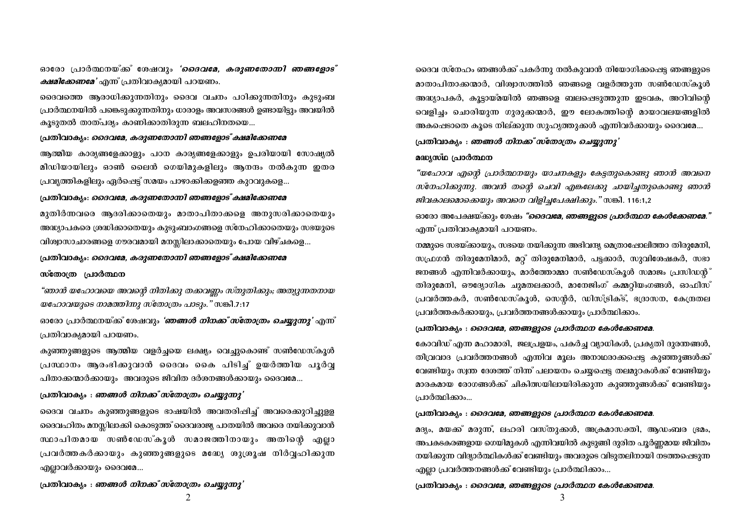ഓരോ പ്രാർത്ഥനയ്ക്ക് ശേഷവും ***'ദൈവമേ, കരുണതോന്നി ഞങ്ങളോട് ക്ഷമിക്കേണമേ'*** എന്ന് പ്രതിവാക്യമായി പറയണം.

ദൈവത്തെ ആരാധിക്കുന്നതിനും ദൈവ വചനം പഠിക്കുന്നതിനും കുടുംബ പ്രാർത്ഥനയിൽ പങ്കെടുക്കുന്നതിനും ധാരാളം അവസരങ്ങൾ ഉണ്ടായിട്ടും അവയിൽ കൂടുതൽ താത്പര്യം കാണിക്കാതിരുന്ന ബലഹീനതയെ...

**പ്രതിവാക്യം: *ദൈവമേ, കരുണതോന്നി ഞങ്ങളോട് ക്ഷമിക്കേണമേ***

ആത്മീയ കാര്യങ്ങളേക്കാളും പഠന കാര്യങ്ങളേക്കാളും ഉപരിയായി സോഷ്യൽ മീഡിയായിലും ഓൺ ലൈൻ ഗെയിമുകളിലും ആനന്ദം നൽകുന്ന ഇതര പ്രവൃത്തികളിലും ഏർപ്പെട്ട് സമയം പാഴാക്കിക്കളഞ്ഞ കുറവുകളെ...

**പ്രതിവാക്യം: *ദൈവമേ, കരുണതോന്നി ഞങ്ങളോട് ക്ഷമിക്കേണമേ***

മുതിർന്നവരെ ആദരിക്കാതെയും മാതാപിതാക്കളെ അനുസരിക്കാതെയും അദ്ധ്യാപകരെ ശ്രദ്ധിക്കാതെയും കുടുംബാംഗങ്ങളെ സ്നേഹിക്കാതെയും സഭയുടെ വിശ്വാസാചാരങ്ങളെ ഗൗരവമായി മനസ്സിലാക്കാതെയും പോയ വീഴ്ചകളെ...

**പ്രതിവാക്യം: *ദൈവമേ, കരുണതോന്നി ഞങ്ങളോട് ക്ഷമിക്കേണമേ***

### സ്തോത്ര പ്രാർത്ഥന

*"ഞാൻ യഹോവയെ അവന്റെ നീതിക്കു തക്കവണ്ണം സ്തുതിക്കും; അത്യുന്നതനായ യഹോവയുടെ നാമത്തിന്നു സ്തോത്രം പാടും."* സങ്കീ.7:17

ഓരോ പ്രാർത്ഥനയ്ക്ക് ശേഷവും ***'ഞങ്ങൾ നിനക്ക് സ്തോത്രം ചെയ്യുന്നു'*** എന്ന് പ്രതിവാക്യമായി പറയണം.

കുഞ്ഞുങ്ങളുടെ ആത്മീയ വളർച്ചയെ ലക്ഷ്യം വെച്ചുകൊണ്ട് സൺഡേസ്കൂൾ പ്രസ്ഥാനം ആരംഭിക്കുവാൻ ദൈവം കൈ പിടിച്ച് ഉയർത്തിയ പൂർവ്വ പിതാക്കന്മാർക്കായും അവരുടെ ജീവിത ദർശനങ്ങൾക്കായും ദൈവമേ...

**പ്രതിവാക്യം : *ഞങ്ങൾ നിനക്ക് സ്തോത്രം ചെയ്യുന്നു'***

ദൈവ വചനം കുഞ്ഞുങ്ങളുടെ ഭാഷയിൽ അവതരിപ്പിച്ച് അവരെക്കുറിച്ചുള്ള ദൈവഹിതം മനസ്സിലാക്കി കൊടുത്ത് ദൈവരാജ്യ പാതയിൽ അവരെ നയിക്കുവാൻ സ്ഥാപിതമായ സൺഡേസ്കൂൾ സമാജത്തിനായും അതിന്റെ എല്ലാ പ്രവർത്തകർക്കായും കുഞ്ഞുങ്ങളുടെ മദ്ധ്യേ ശുശ്രൂഷ നിർവ്വഹിക്കുന്ന എല്ലാവർക്കായും ദൈവമേ...

**പ്രതിവാക്യം : *ഞങ്ങൾ നിനക്ക് സ്തോത്രം ചെയ്യുന്നു'***

ദൈവ സ്നേഹം ഞങ്ങൾക്ക് പകർന്നു നൽകുവാൻ നിയോഗിക്കപ്പെട്ട ഞങ്ങളുടെ മാതാപിതാക്കന്മാർ, വിശ്വാസത്തിൽ ഞങ്ങളെ വളർത്തുന്ന സൺഡേസ്കൂൾ അദ്ധ്യാപകർ, കൂട്ടായ്മയിൽ ഞങ്ങളെ ബലപ്പെടുത്തുന്ന ഇടവക, അറിവിന്റെ വെളിച്ചം ചൊരിയുന്ന ഗുരുക്കന്മാർ, ഈ ലോകത്തിന്റെ മായാവലയങ്ങളിൽ അകപ്പെടാതെ കൂടെ നില്ക്കുന്ന സുഹൃത്തുക്കൾ എന്നിവർക്കായും ദൈവമേ...

**പ്രതിവാക്യം : *ഞങ്ങൾ നിനക്ക് സ്തോത്രം ചെയ്യുന്നു'***

### മദ്ധ്യസ്ഥ പ്രാർത്ഥന

*"യഹോവ എന്റെ പ്രാർത്ഥനയും യാചനകളും കേട്ടതുകൊണ്ടു ഞാൻ അവനെ സ്നേഹിക്കുന്നു. അവൻ തന്റെ ചെവി എങ്കലേക്കു ചായിച്ചതുകൊണ്ടു ഞാൻ ജീവകാലമൊക്കെയും അവനെ വിളിച്ചപേക്ഷിക്കും."* സങ്കീ. 116:1,2

ഓരോ അപേക്ഷയ്ക്കും ശേഷം ***"ദൈവമേ, ഞങ്ങളുടെ പ്രാർത്ഥന കേൾക്കേണമേ."*** എന്ന് പ്രതിവാക്യമായി പറയണം.

നമ്മുടെ സഭയ്ക്കായും, സഭയെ നയിക്കുന്ന അഭിവന്ദ്യ മെത്രാപ്പോലീത്താ തിരുമേനി, സഫ്രഗൻ തിരുമേനിമാർ, മറ്റ് തിരുമേനിമാർ, പട്ടക്കാർ, സുവിശേഷകർ, സഭാ ജനങ്ങൾ എന്നിവർക്കായും, മാർത്തോമ്മാ സൺഡേസ്കൂൾ സമാജം പ്രസിഡന്റ് തിരുമേനി, ഔദ്യോഗിക ചുമതലക്കാർ, മാനേജിംഗ് കമ്മറ്റിയംഗങ്ങൾ, ഓഫീസ് പ്രവർത്തകർ, സൺഡേസ്കൂൾ, സെന്റർ, ഡിസ്ട്രിക്ട്, ഭദ്രാസന, കേന്ദ്രതല പ്രവർത്തകർക്കായും, പ്രവർത്തനങ്ങൾക്കായും പ്രാർത്ഥിക്കാം.

**പ്രതിവാക്യം : *ദൈവമേ, ഞങ്ങളുടെ പ്രാർത്ഥന കേൾക്കേണമേ.***

കോവിഡ് എന്ന മഹാമാരി, ജലപ്രളയം, പകർച്ച വ്യാധികൾ, പ്രകൃതി ദുരന്തങ്ങൾ, തീവ്രവാദ പ്രവർത്തനങ്ങൾ എന്നിവ മൂലം അനാഥരാക്കപ്പെട്ട കുഞ്ഞുങ്ങൾക്ക് വേണ്ടിയും സ്വന്ത ദേശത്ത് നിന്ന് പലായനം ചെയ്യപ്പെട്ട തലമുറകൾക്ക് വേണ്ടിയും മാരകമായ രോഗങ്ങൾക്ക് ചികിത്സയിലായിരിക്കുന്ന കുഞ്ഞുങ്ങൾക്ക് വേണ്ടിയും പ്രാർത്ഥിക്കാം...

**പ്രതിവാക്യം : *ദൈവമേ, ഞങ്ങളുടെ പ്രാർത്ഥന കേൾക്കേണമേ.***

മദ്യം, മയക്ക് മരുന്ന്, ലഹരി വസ്തുക്കൾ, അക്രമാസക്തി, ആഡംബര ഭ്രമം, അപകടകരങ്ങളായ ഗെയിമുകൾ എന്നിവയിൽ കുടുങ്ങി ദുരിത പൂർണ്ണമായ ജീവിതം നയിക്കുന്ന വിദ്യാർത്ഥികൾക്ക് വേണ്ടിയും അവരുടെ വിടുതലിനായി നടത്തപ്പെടുന്ന എല്ലാ പ്രവർത്തനങ്ങൾക്ക് വേണ്ടിയും പ്രാർത്ഥിക്കാം...

**പ്രതിവാക്യം : *ദൈവമേ, ഞങ്ങളുടെ പ്രാർത്ഥന കേൾക്കേണമേ.***